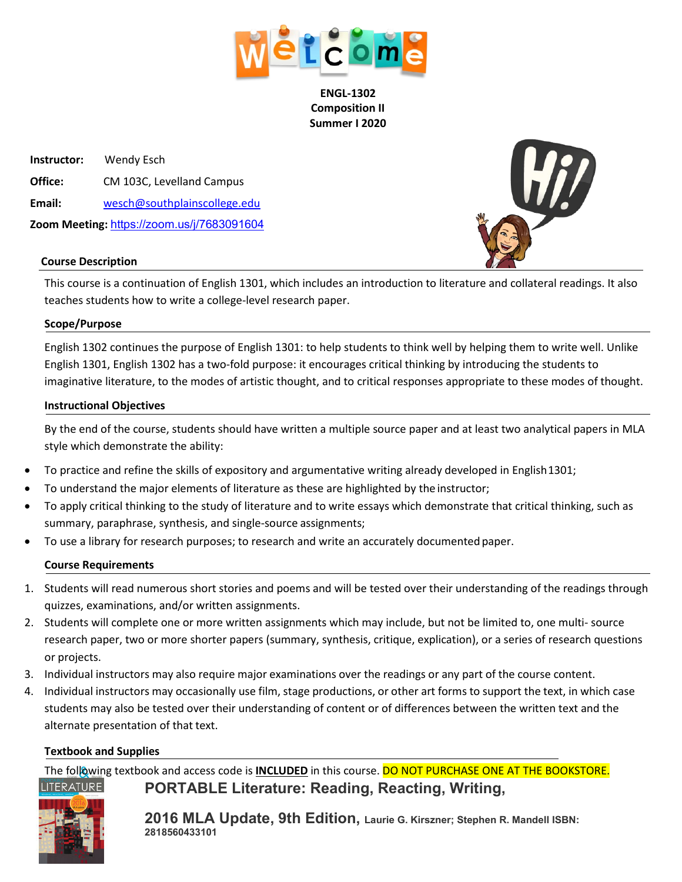**ENGL-1302**
**Composition II**
**Summer I 2020**

**Instructor:** Wendy Esch

**Office:** CM 103C, Levelland Campus

**Email:** wesch@southplainscollege.edu

**Zoom Meeting:** https://zoom.us/j/7683091604

### Course Description

This course is a continuation of English 1301, which includes an introduction to literature and collateral readings. It also teaches students how to write a college-level research paper.

### Scope/Purpose

English 1302 continues the purpose of English 1301: to help students to think well by helping them to write well. Unlike English 1301, English 1302 has a two-fold purpose: it encourages critical thinking by introducing the students to imaginative literature, to the modes of artistic thought, and to critical responses appropriate to these modes of thought.

### Instructional Objectives

By the end of the course, students should have written a multiple source paper and at least two analytical papers in MLA style which demonstrate the ability:

- To practice and refine the skills of expository and argumentative writing already developed in English 1301;
- To understand the major elements of literature as these are highlighted by the instructor;
- To apply critical thinking to the study of literature and to write essays which demonstrate that critical thinking, such as summary, paraphrase, synthesis, and single-source assignments;
- To use a library for research purposes; to research and write an accurately documented paper.

### Course Requirements

1. Students will read numerous short stories and poems and will be tested over their understanding of the readings through quizzes, examinations, and/or written assignments.
2. Students will complete one or more written assignments which may include, but not be limited to, one multi- source research paper, two or more shorter papers (summary, synthesis, critique, explication), or a series of research questions or projects.
3. Individual instructors may also require major examinations over the readings or any part of the course content.
4. Individual instructors may occasionally use film, stage productions, or other art forms to support the text, in which case students may also be tested over their understanding of content or of differences between the written text and the alternate presentation of that text.

### Textbook and Supplies

The following textbook and access code is **INCLUDED** in this course. DO NOT PURCHASE ONE AT THE BOOKSTORE.

**PORTABLE Literature: Reading, Reacting, Writing, 2016 MLA Update, 9th Edition,** **Laurie G. Kirszner; Stephen R. Mandell ISBN: 2818560433101**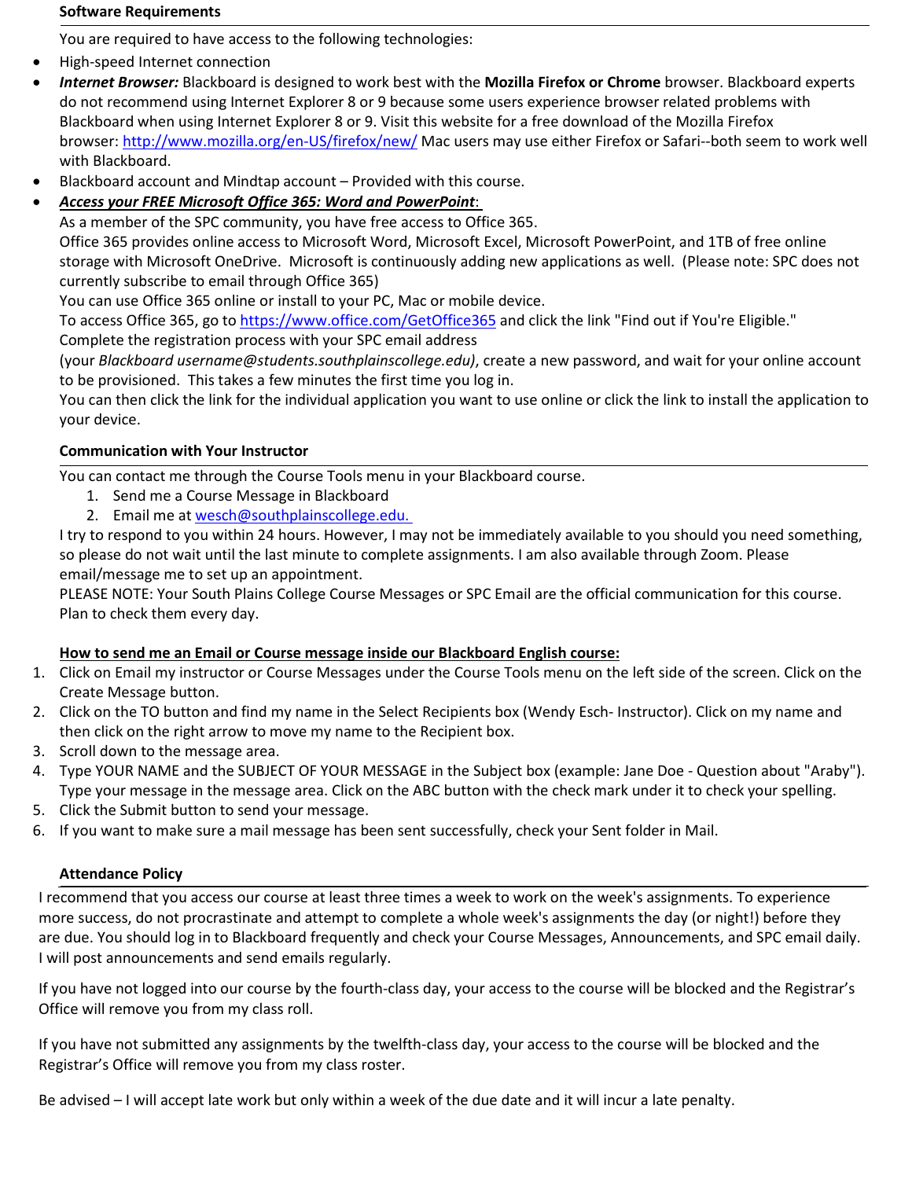### Software Requirements

You are required to have access to the following technologies:

- High-speed Internet connection
- ***Internet Browser:*** Blackboard is designed to work best with the **Mozilla Firefox or Chrome** browser. Blackboard experts do not recommend using Internet Explorer 8 or 9 because some users experience browser related problems with Blackboard when using Internet Explorer 8 or 9. Visit this website for a free download of the Mozilla Firefox browser: [http://www.mozilla.org/en-US/firefox/new/](http://www.mozilla.org/en-US/firefox/new/) Mac users may use either Firefox or Safari--both seem to work well with Blackboard.
- Blackboard account and Mindtap account – Provided with this course.
- ***Access your FREE Microsoft Office 365: Word and PowerPoint*:**

  As a member of the SPC community, you have free access to Office 365.

  Office 365 provides online access to Microsoft Word, Microsoft Excel, Microsoft PowerPoint, and 1TB of free online storage with Microsoft OneDrive. Microsoft is continuously adding new applications as well. (Please note: SPC does not currently subscribe to email through Office 365)

  You can use Office 365 online or install to your PC, Mac or mobile device.

  To access Office 365, go to [https://www.office.com/GetOffice365](https://www.office.com/GetOffice365) and click the link "Find out if You're Eligible."

  Complete the registration process with your SPC email address (your *Blackboard username@students.southplainscollege.edu)*, create a new password, and wait for your online account to be provisioned. This takes a few minutes the first time you log in.

  You can then click the link for the individual application you want to use online or click the link to install the application to your device.

### Communication with Your Instructor

You can contact me through the Course Tools menu in your Blackboard course.

1. Send me a Course Message in Blackboard
2. Email me at [wesch@southplainscollege.edu.](mailto:wesch@southplainscollege.edu)

I try to respond to you within 24 hours. However, I may not be immediately available to you should you need something, so please do not wait until the last minute to complete assignments. I am also available through Zoom. Please email/message me to set up an appointment.

PLEASE NOTE: Your South Plains College Course Messages or SPC Email are the official communication for this course. Plan to check them every day.

**How to send me an Email or Course message inside our Blackboard English course:**

1. Click on Email my instructor or Course Messages under the Course Tools menu on the left side of the screen. Click on the Create Message button.
2. Click on the TO button and find my name in the Select Recipients box (Wendy Esch- Instructor). Click on my name and then click on the right arrow to move my name to the Recipient box.
3. Scroll down to the message area.
4. Type YOUR NAME and the SUBJECT OF YOUR MESSAGE in the Subject box (example: Jane Doe - Question about "Araby"). Type your message in the message area. Click on the ABC button with the check mark under it to check your spelling.
5. Click the Submit button to send your message.
6. If you want to make sure a mail message has been sent successfully, check your Sent folder in Mail.

### Attendance Policy

I recommend that you access our course at least three times a week to work on the week's assignments. To experience more success, do not procrastinate and attempt to complete a whole week's assignments the day (or night!) before they are due. You should log in to Blackboard frequently and check your Course Messages, Announcements, and SPC email daily. I will post announcements and send emails regularly.

If you have not logged into our course by the fourth-class day, your access to the course will be blocked and the Registrar's Office will remove you from my class roll.

If you have not submitted any assignments by the twelfth-class day, your access to the course will be blocked and the Registrar's Office will remove you from my class roster.

Be advised – I will accept late work but only within a week of the due date and it will incur a late penalty.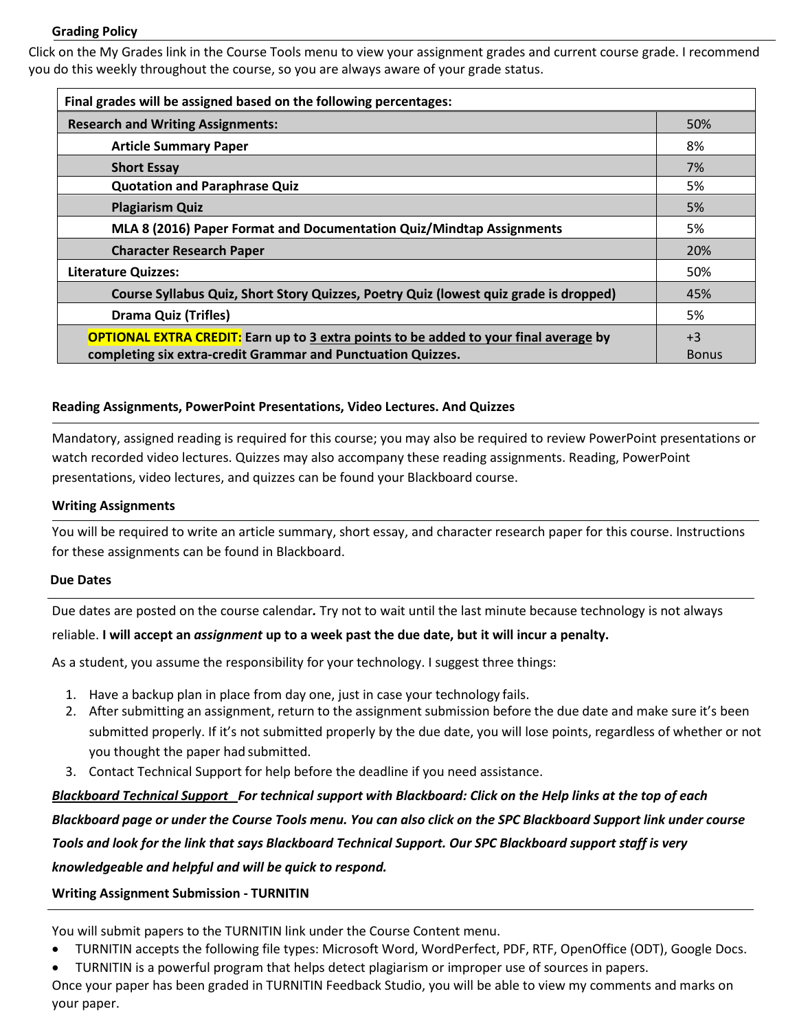**Grading Policy**

Click on the My Grades link in the Course Tools menu to view your assignment grades and current course grade. I recommend you do this weekly throughout the course, so you are always aware of your grade status.

| **Final grades will be assigned based on the following percentages:** | |
|---|---|
| **Research and Writing Assignments:** | 50% |
| **Article Summary Paper** | 8% |
| **Short Essay** | 7% |
| **Quotation and Paraphrase Quiz** | 5% |
| **Plagiarism Quiz** | 5% |
| **MLA 8 (2016) Paper Format and Documentation Quiz/Mindtap Assignments** | 5% |
| **Character Research Paper** | 20% |
| **Literature Quizzes:** | 50% |
| **Course Syllabus Quiz, Short Story Quizzes, Poetry Quiz (lowest quiz grade is dropped)** | 45% |
| **Drama Quiz (Trifles)** | 5% |
| **OPTIONAL EXTRA CREDIT:** **Earn up to 3 extra points to be added to your final average by completing six extra-credit Grammar and Punctuation Quizzes.** | +3 Bonus |

**Reading Assignments, PowerPoint Presentations, Video Lectures. And Quizzes**

Mandatory, assigned reading is required for this course; you may also be required to review PowerPoint presentations or watch recorded video lectures. Quizzes may also accompany these reading assignments. Reading, PowerPoint presentations, video lectures, and quizzes can be found your Blackboard course.

**Writing Assignments**

You will be required to write an article summary, short essay, and character research paper for this course. Instructions for these assignments can be found in Blackboard.

**Due Dates**

Due dates are posted on the course calendar**.** Try not to wait until the last minute because technology is not always reliable. **I will accept an *assignment* up to a week past the due date, but it will incur a penalty.**

As a student, you assume the responsibility for your technology. I suggest three things:

1. Have a backup plan in place from day one, just in case your technology fails.
2. After submitting an assignment, return to the assignment submission before the due date and make sure it's been submitted properly. If it's not submitted properly by the due date, you will lose points, regardless of whether or not you thought the paper had submitted.
3. Contact Technical Support for help before the deadline if you need assistance.

***Blackboard Technical Support*** ***For technical support with Blackboard: Click on the Help links at the top of each Blackboard page or under the Course Tools menu. You can also click on the SPC Blackboard Support link under course Tools and look for the link that says Blackboard Technical Support. Our SPC Blackboard support staff is very knowledgeable and helpful and will be quick to respond.***

**Writing Assignment Submission - TURNITIN**

You will submit papers to the TURNITIN link under the Course Content menu.

- TURNITIN accepts the following file types: Microsoft Word, WordPerfect, PDF, RTF, OpenOffice (ODT), Google Docs.
- TURNITIN is a powerful program that helps detect plagiarism or improper use of sources in papers.

Once your paper has been graded in TURNITIN Feedback Studio, you will be able to view my comments and marks on your paper.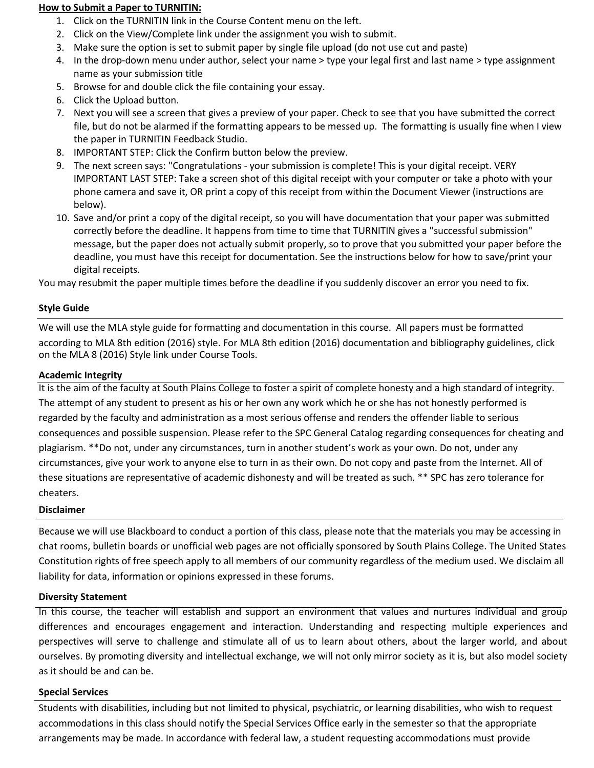**How to Submit a Paper to TURNITIN:**

1. Click on the TURNITIN link in the Course Content menu on the left.
2. Click on the View/Complete link under the assignment you wish to submit.
3. Make sure the option is set to submit paper by single file upload (do not use cut and paste)
4. In the drop-down menu under author, select your name > type your legal first and last name > type assignment name as your submission title
5. Browse for and double click the file containing your essay.
6. Click the Upload button.
7. Next you will see a screen that gives a preview of your paper. Check to see that you have submitted the correct file, but do not be alarmed if the formatting appears to be messed up. The formatting is usually fine when I view the paper in TURNITIN Feedback Studio.
8. IMPORTANT STEP: Click the Confirm button below the preview.
9. The next screen says: "Congratulations - your submission is complete! This is your digital receipt. VERY IMPORTANT LAST STEP: Take a screen shot of this digital receipt with your computer or take a photo with your phone camera and save it, OR print a copy of this receipt from within the Document Viewer (instructions are below).
10. Save and/or print a copy of the digital receipt, so you will have documentation that your paper was submitted correctly before the deadline. It happens from time to time that TURNITIN gives a "successful submission" message, but the paper does not actually submit properly, so to prove that you submitted your paper before the deadline, you must have this receipt for documentation. See the instructions below for how to save/print your digital receipts.

You may resubmit the paper multiple times before the deadline if you suddenly discover an error you need to fix.

**Style Guide**

We will use the MLA style guide for formatting and documentation in this course. All papers must be formatted according to MLA 8th edition (2016) style. For MLA 8th edition (2016) documentation and bibliography guidelines, click on the MLA 8 (2016) Style link under Course Tools.

**Academic Integrity**

It is the aim of the faculty at South Plains College to foster a spirit of complete honesty and a high standard of integrity. The attempt of any student to present as his or her own any work which he or she has not honestly performed is regarded by the faculty and administration as a most serious offense and renders the offender liable to serious consequences and possible suspension. Please refer to the SPC General Catalog regarding consequences for cheating and plagiarism. **Do not, under any circumstances, turn in another student's work as your own. Do not, under any circumstances, give your work to anyone else to turn in as their own. Do not copy and paste from the Internet. All of these situations are representative of academic dishonesty and will be treated as such. ** SPC has zero tolerance for cheaters.

**Disclaimer**

Because we will use Blackboard to conduct a portion of this class, please note that the materials you may be accessing in chat rooms, bulletin boards or unofficial web pages are not officially sponsored by South Plains College. The United States Constitution rights of free speech apply to all members of our community regardless of the medium used. We disclaim all liability for data, information or opinions expressed in these forums.

**Diversity Statement**

In this course, the teacher will establish and support an environment that values and nurtures individual and group differences and encourages engagement and interaction. Understanding and respecting multiple experiences and perspectives will serve to challenge and stimulate all of us to learn about others, about the larger world, and about ourselves. By promoting diversity and intellectual exchange, we will not only mirror society as it is, but also model society as it should be and can be.

**Special Services**

Students with disabilities, including but not limited to physical, psychiatric, or learning disabilities, who wish to request accommodations in this class should notify the Special Services Office early in the semester so that the appropriate arrangements may be made. In accordance with federal law, a student requesting accommodations must provide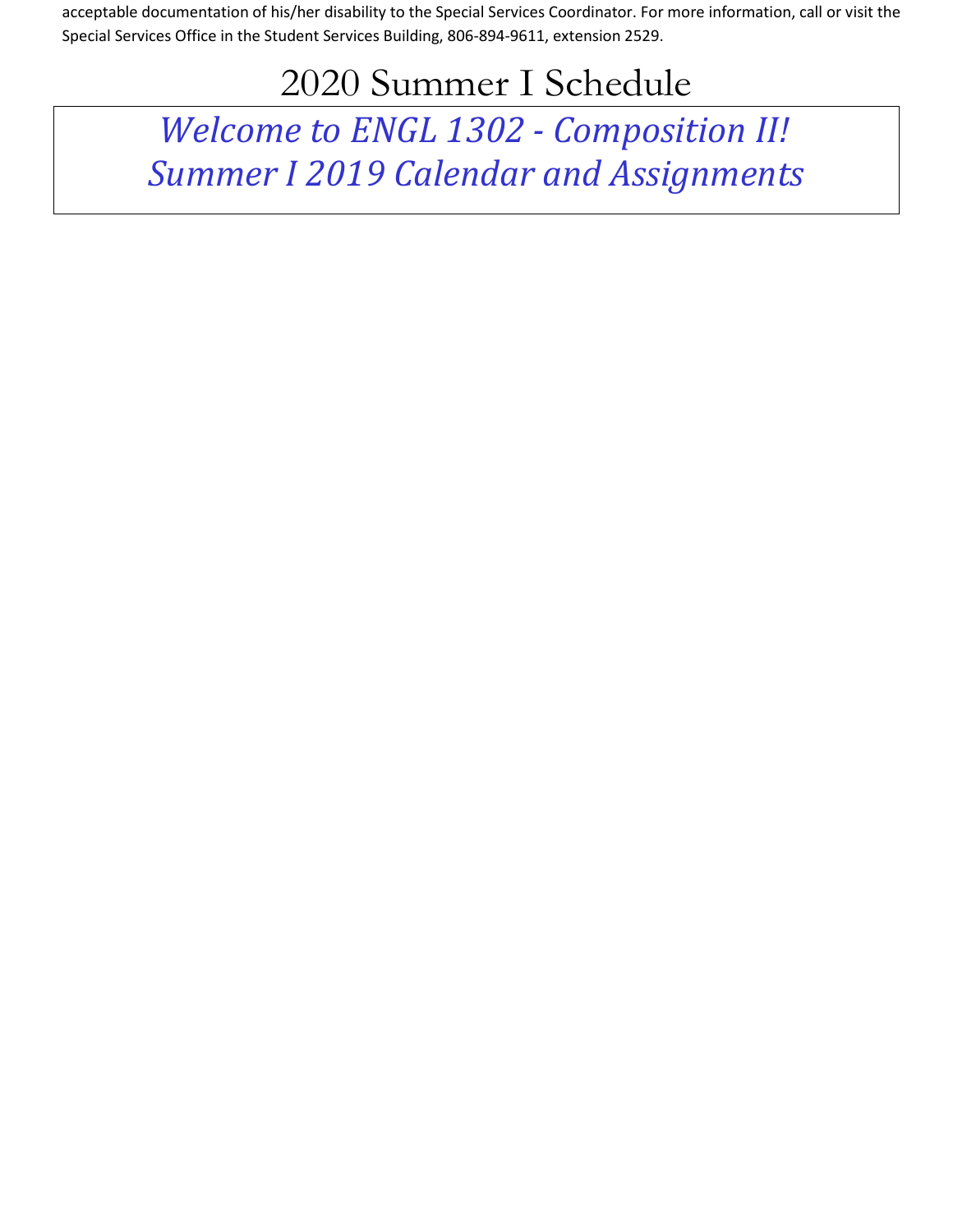acceptable documentation of his/her disability to the Special Services Coordinator. For more information, call or visit the Special Services Office in the Student Services Building, 806-894-9611, extension 2529.

# 2020 Summer I Schedule

*Welcome to ENGL 1302 - Composition II!*
*Summer I 2019 Calendar and Assignments*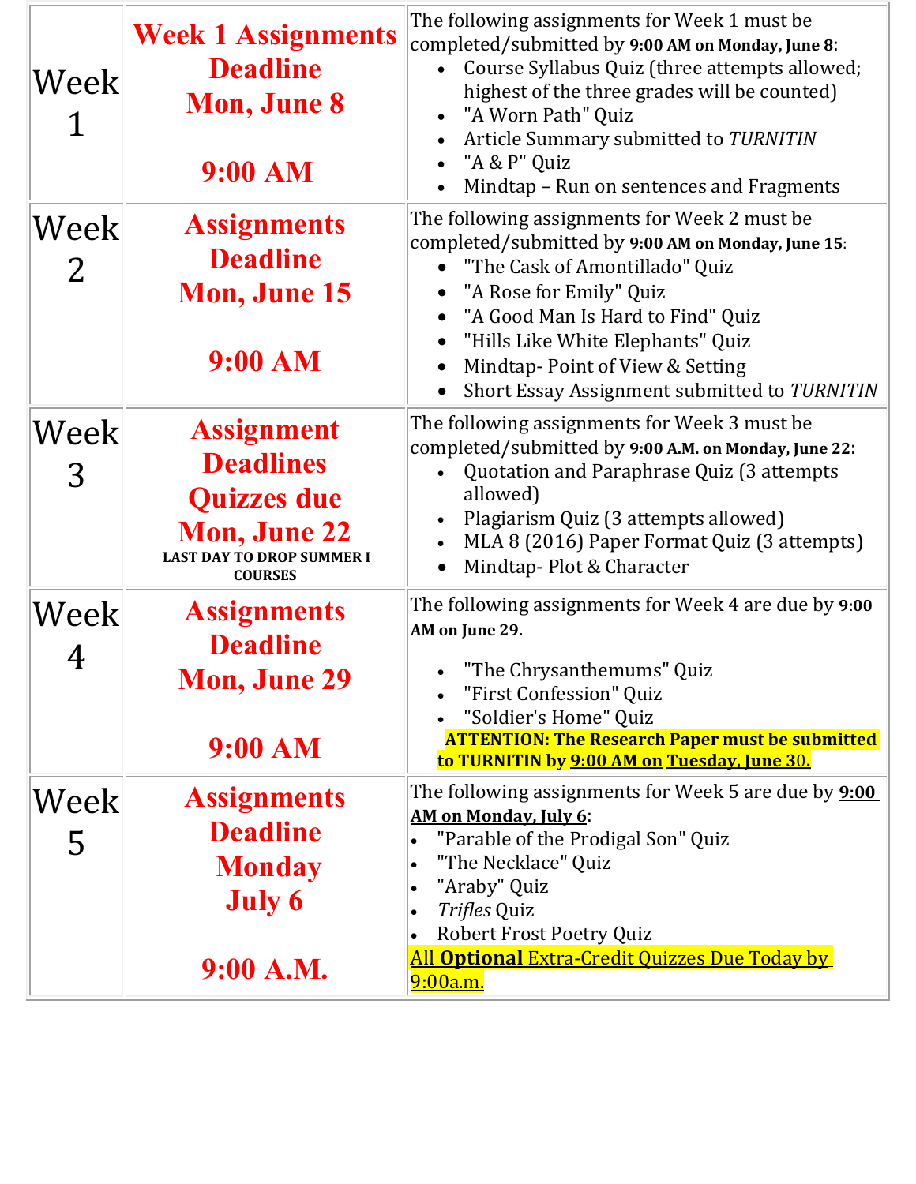| Week | Deadline | Assignments |
| --- | --- | --- |
| Week 1 | **Week 1 Assignments Deadline Mon, June 8**<br><br>**9:00 AM** | The following assignments for Week 1 must be completed/submitted by **9:00 AM on Monday, June 8**:<br>• Course Syllabus Quiz (three attempts allowed; highest of the three grades will be counted)<br>• "A Worn Path" Quiz<br>• Article Summary submitted to *TURNITIN*<br>• "A & P" Quiz<br>• Mindtap – Run on sentences and Fragments |
| Week 2 | **Assignments Deadline Mon, June 15**<br><br>**9:00 AM** | The following assignments for Week 2 must be completed/submitted by **9:00 AM on Monday, June 15**:<br>• "The Cask of Amontillado" Quiz<br>• "A Rose for Emily" Quiz<br>• "A Good Man Is Hard to Find" Quiz<br>• "Hills Like White Elephants" Quiz<br>• Mindtap- Point of View & Setting<br>• Short Essay Assignment submitted to *TURNITIN* |
| Week 3 | **Assignment Deadlines Quizzes due Mon, June 22**<br>**LAST DAY TO DROP SUMMER I COURSES** | The following assignments for Week 3 must be completed/submitted by **9:00 A.M. on Monday, June 22**:<br>• Quotation and Paraphrase Quiz (3 attempts allowed)<br>• Plagiarism Quiz (3 attempts allowed)<br>• MLA 8 (2016) Paper Format Quiz (3 attempts)<br>• Mindtap- Plot & Character |
| Week 4 | **Assignments Deadline Mon, June 29**<br><br>**9:00 AM** | The following assignments for Week 4 are due by **9:00 AM on June 29.**<br><br>• "The Chrysanthemums" Quiz<br>• "First Confession" Quiz<br>• "Soldier's Home" Quiz<br>**ATTENTION: The Research Paper must be submitted to TURNITIN by 9:00 AM on Tuesday, June 30.** |
| Week 5 | **Assignments Deadline Monday July 6**<br><br>**9:00 A.M.** | The following assignments for Week 5 are due by **9:00 AM on Monday, July 6**:<br>• "Parable of the Prodigal Son" Quiz<br>• "The Necklace" Quiz<br>• "Araby" Quiz<br>• *Trifles* Quiz<br>• Robert Frost Poetry Quiz<br>All **Optional** Extra-Credit Quizzes Due Today by 9:00a.m. |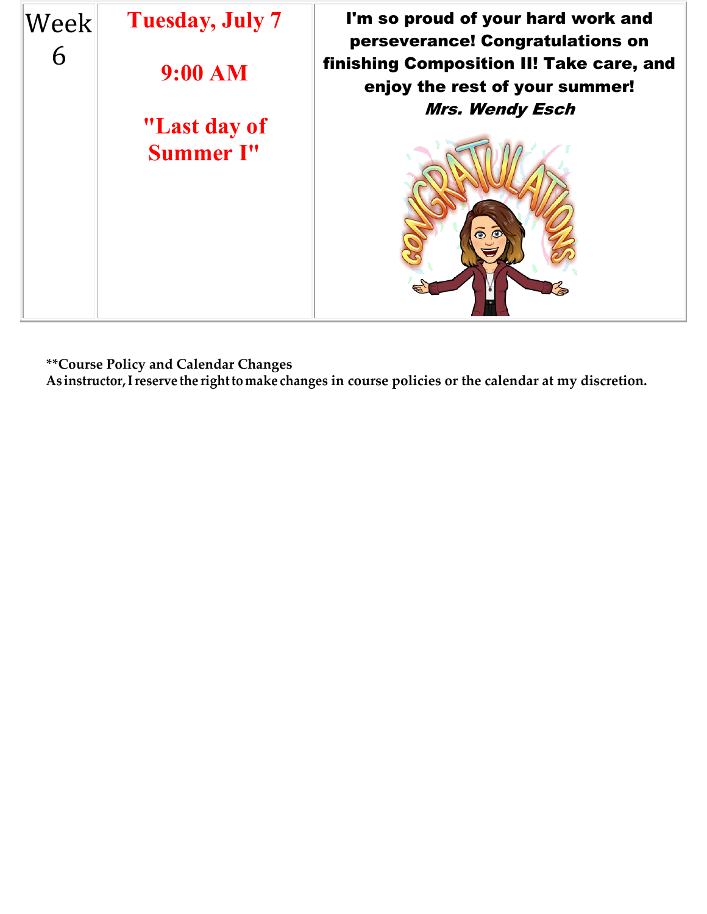| | | |
|---|---|---|
| Week 6 | **Tuesday, July 7**<br><br>**9:00 AM**<br><br>**"Last day of Summer I"** | **I'm so proud of your hard work and perseverance! Congratulations on finishing Composition II! Take care, and enjoy the rest of your summer!**<br>***Mrs. Wendy Esch*** |

**\*\*Course Policy and Calendar Changes**
**As instructor, I reserve the right to make changes in course policies or the calendar at my discretion.**